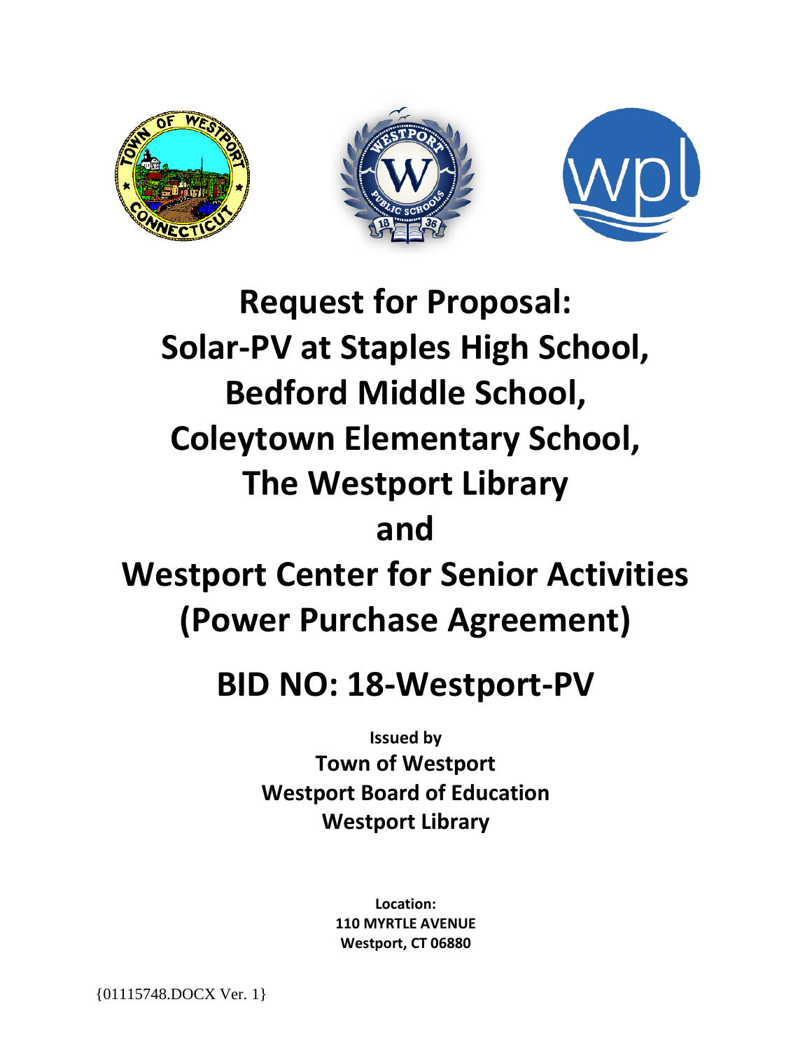# Request for Proposal: Solar-PV at Staples High School, Bedford Middle School, Coleytown Elementary School, The Westport Library and Westport Center for Senior Activities (Power Purchase Agreement)

## BID NO: 18-Westport-PV

**Issued by**

**Town of Westport**
**Westport Board of Education**
**Westport Library**

**Location:**
**110 MYRTLE AVENUE**
**Westport, CT 06880**

{01115748.DOCX Ver. 1}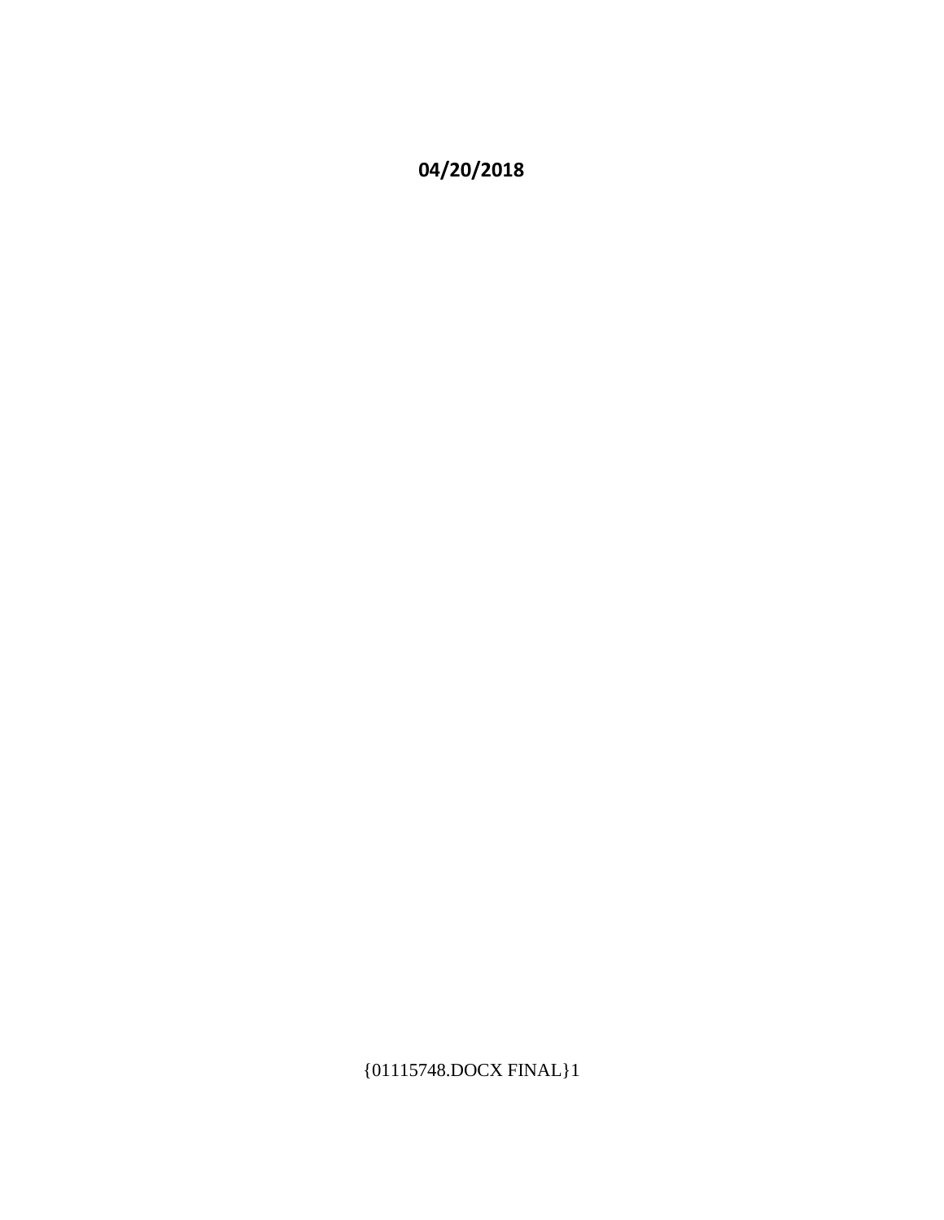**04/20/2018**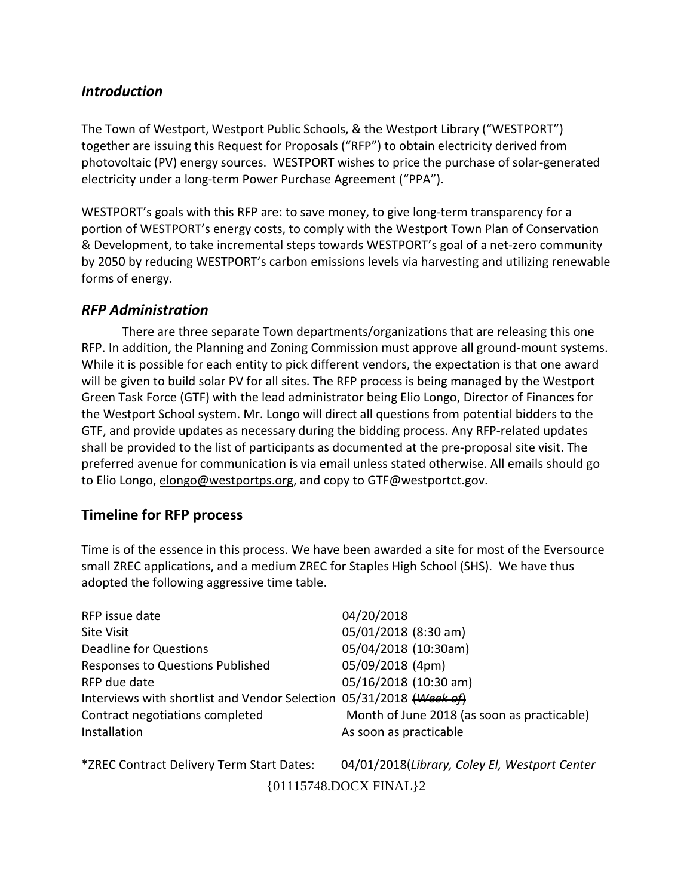## *Introduction*

The Town of Westport, Westport Public Schools, & the Westport Library ("WESTPORT") together are issuing this Request for Proposals ("RFP") to obtain electricity derived from photovoltaic (PV) energy sources. WESTPORT wishes to price the purchase of solar-generated electricity under a long-term Power Purchase Agreement ("PPA").

WESTPORT's goals with this RFP are: to save money, to give long-term transparency for a portion of WESTPORT's energy costs, to comply with the Westport Town Plan of Conservation & Development, to take incremental steps towards WESTPORT's goal of a net-zero community by 2050 by reducing WESTPORT's carbon emissions levels via harvesting and utilizing renewable forms of energy.

## *RFP Administration*

There are three separate Town departments/organizations that are releasing this one RFP. In addition, the Planning and Zoning Commission must approve all ground-mount systems. While it is possible for each entity to pick different vendors, the expectation is that one award will be given to build solar PV for all sites. The RFP process is being managed by the Westport Green Task Force (GTF) with the lead administrator being Elio Longo, Director of Finances for the Westport School system. Mr. Longo will direct all questions from potential bidders to the GTF, and provide updates as necessary during the bidding process. Any RFP-related updates shall be provided to the list of participants as documented at the pre-proposal site visit. The preferred avenue for communication is via email unless stated otherwise. All emails should go to Elio Longo, elongo@westportps.org, and copy to GTF@westportct.gov.

## Timeline for RFP process

Time is of the essence in this process. We have been awarded a site for most of the Eversource small ZREC applications, and a medium ZREC for Staples High School (SHS). We have thus adopted the following aggressive time table.

| | |
|---|---|
| RFP issue date | 04/20/2018 |
| Site Visit | 05/01/2018 (8:30 am) |
| Deadline for Questions | 05/04/2018 (10:30am) |
| Responses to Questions Published | 05/09/2018 (4pm) |
| RFP due date | 05/16/2018 (10:30 am) |
| Interviews with shortlist and Vendor Selection | 05/31/2018 ~~*(Week of)*~~ |
| Contract negotiations completed | Month of June 2018 (as soon as practicable) |
| Installation | As soon as practicable |

*ZREC Contract Delivery Term Start Dates: 04/01/2018(*Library, Coley El, Westport Center*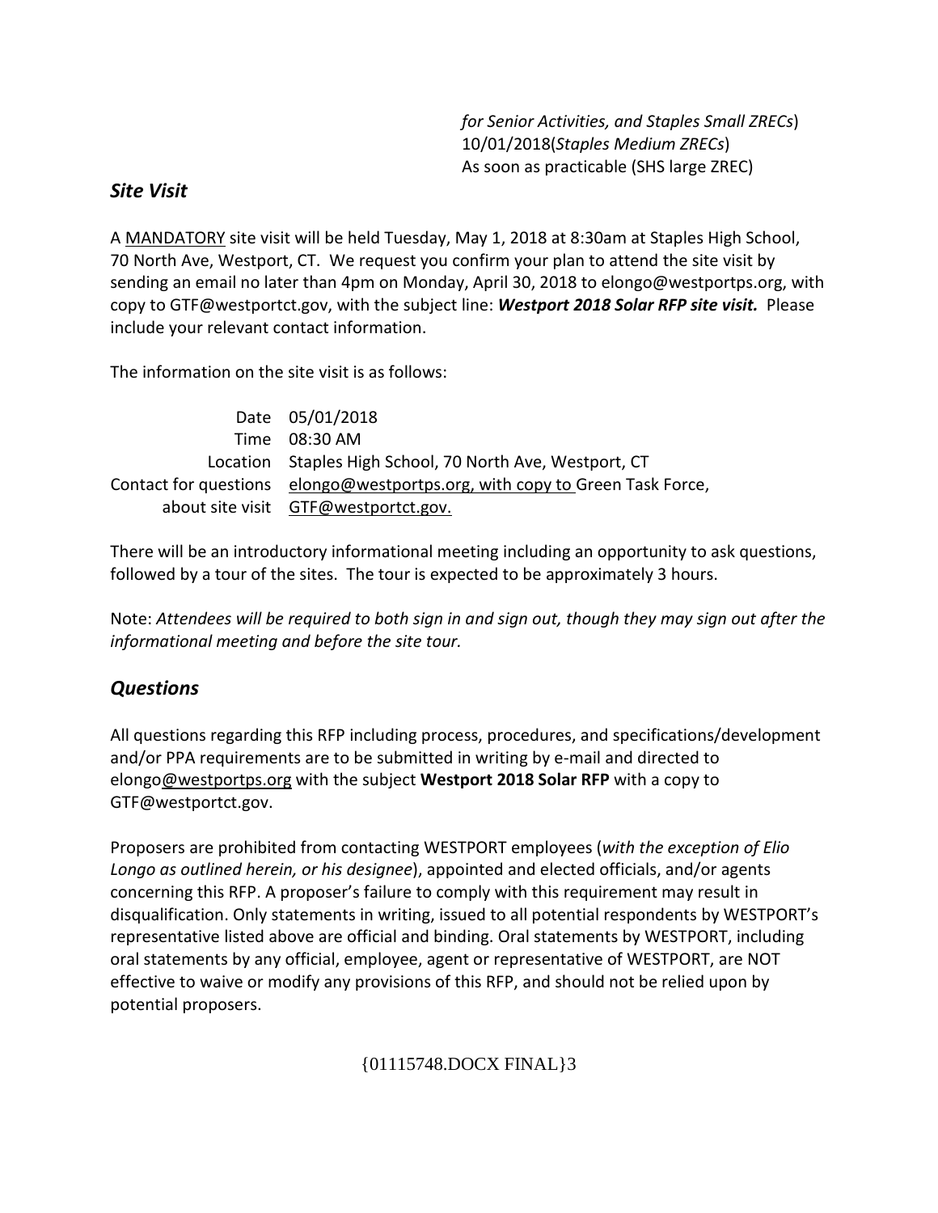*for Senior Activities, and Staples Small ZRECs*)
10/01/2018(*Staples Medium ZRECs*)
As soon as practicable (SHS large ZREC)

## *Site Visit*

A MANDATORY site visit will be held Tuesday, May 1, 2018 at 8:30am at Staples High School, 70 North Ave, Westport, CT. We request you confirm your plan to attend the site visit by sending an email no later than 4pm on Monday, April 30, 2018 to elongo@westportps.org, with copy to GTF@westportct.gov, with the subject line: ***Westport 2018 Solar RFP site visit.*** Please include your relevant contact information.

The information on the site visit is as follows:

| | |
|---|---|
| Date | 05/01/2018 |
| Time | 08:30 AM |
| Location | Staples High School, 70 North Ave, Westport, CT |
| Contact for questions about site visit | elongo@westportps.org, with copy to Green Task Force, GTF@westportct.gov. |

There will be an introductory informational meeting including an opportunity to ask questions, followed by a tour of the sites. The tour is expected to be approximately 3 hours.

Note: *Attendees will be required to both sign in and sign out, though they may sign out after the informational meeting and before the site tour.*

## *Questions*

All questions regarding this RFP including process, procedures, and specifications/development and/or PPA requirements are to be submitted in writing by e-mail and directed to elongo@westportps.org with the subject **Westport 2018 Solar RFP** with a copy to GTF@westportct.gov.

Proposers are prohibited from contacting WESTPORT employees (*with the exception of Elio Longo as outlined herein, or his designee*), appointed and elected officials, and/or agents concerning this RFP. A proposer's failure to comply with this requirement may result in disqualification. Only statements in writing, issued to all potential respondents by WESTPORT's representative listed above are official and binding. Oral statements by WESTPORT, including oral statements by any official, employee, agent or representative of WESTPORT, are NOT effective to waive or modify any provisions of this RFP, and should not be relied upon by potential proposers.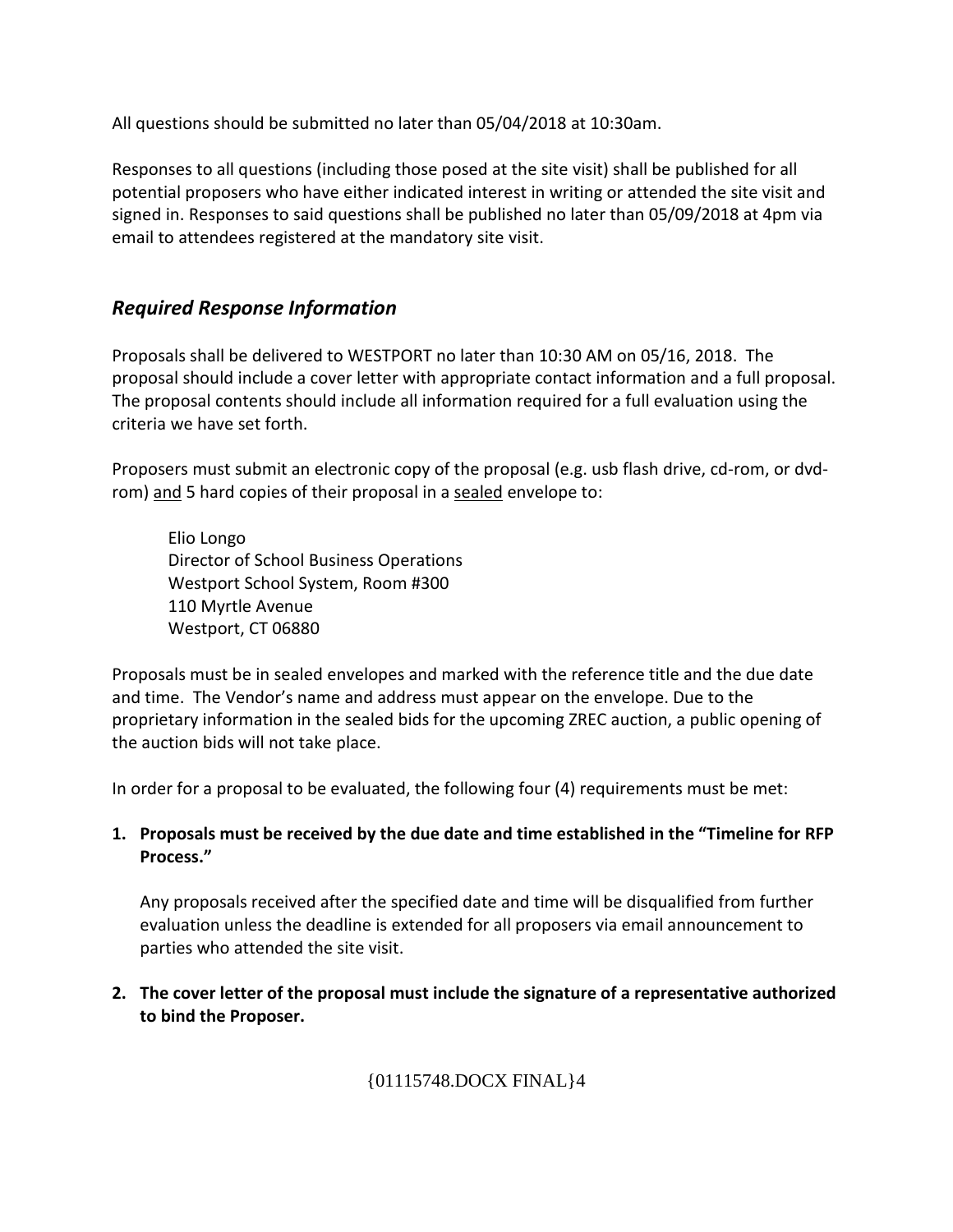All questions should be submitted no later than 05/04/2018 at 10:30am.

Responses to all questions (including those posed at the site visit) shall be published for all potential proposers who have either indicated interest in writing or attended the site visit and signed in. Responses to said questions shall be published no later than 05/09/2018 at 4pm via email to attendees registered at the mandatory site visit.

## *Required Response Information*

Proposals shall be delivered to WESTPORT no later than 10:30 AM on 05/16, 2018. The proposal should include a cover letter with appropriate contact information and a full proposal. The proposal contents should include all information required for a full evaluation using the criteria we have set forth.

Proposers must submit an electronic copy of the proposal (e.g. usb flash drive, cd-rom, or dvd-rom) <u>and</u> 5 hard copies of their proposal in a <u>sealed</u> envelope to:

Elio Longo
Director of School Business Operations
Westport School System, Room #300
110 Myrtle Avenue
Westport, CT 06880

Proposals must be in sealed envelopes and marked with the reference title and the due date and time. The Vendor's name and address must appear on the envelope. Due to the proprietary information in the sealed bids for the upcoming ZREC auction, a public opening of the auction bids will not take place.

In order for a proposal to be evaluated, the following four (4) requirements must be met:

1. **Proposals must be received by the due date and time established in the "Timeline for RFP Process."**

   Any proposals received after the specified date and time will be disqualified from further evaluation unless the deadline is extended for all proposers via email announcement to parties who attended the site visit.

2. **The cover letter of the proposal must include the signature of a representative authorized to bind the Proposer.**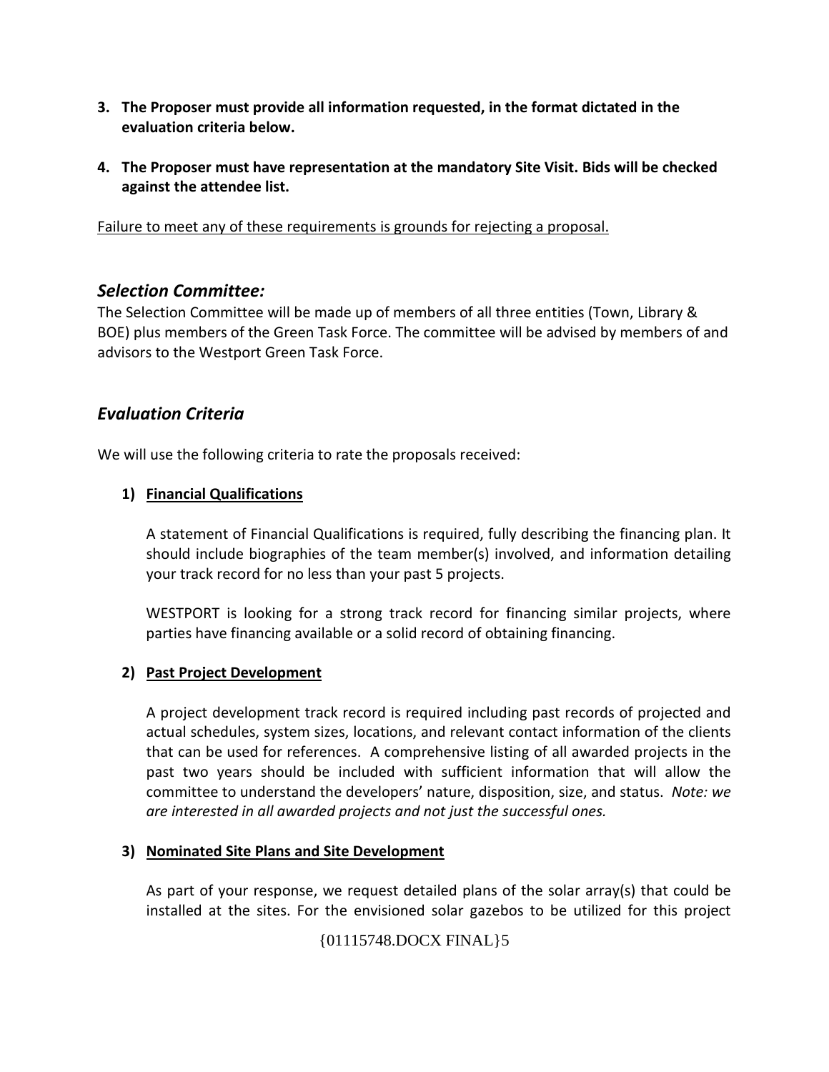3. **The Proposer must provide all information requested, in the format dictated in the evaluation criteria below.**

4. **The Proposer must have representation at the mandatory Site Visit. Bids will be checked against the attendee list.**

Failure to meet any of these requirements is grounds for rejecting a proposal.

## *Selection Committee:*

The Selection Committee will be made up of members of all three entities (Town, Library & BOE) plus members of the Green Task Force. The committee will be advised by members of and advisors to the Westport Green Task Force.

## *Evaluation Criteria*

We will use the following criteria to rate the proposals received:

1) **Financial Qualifications**

   A statement of Financial Qualifications is required, fully describing the financing plan. It should include biographies of the team member(s) involved, and information detailing your track record for no less than your past 5 projects.

   WESTPORT is looking for a strong track record for financing similar projects, where parties have financing available or a solid record of obtaining financing.

2) **Past Project Development**

   A project development track record is required including past records of projected and actual schedules, system sizes, locations, and relevant contact information of the clients that can be used for references. A comprehensive listing of all awarded projects in the past two years should be included with sufficient information that will allow the committee to understand the developers' nature, disposition, size, and status. *Note: we are interested in all awarded projects and not just the successful ones.*

3) **Nominated Site Plans and Site Development**

   As part of your response, we request detailed plans of the solar array(s) that could be installed at the sites. For the envisioned solar gazebos to be utilized for this project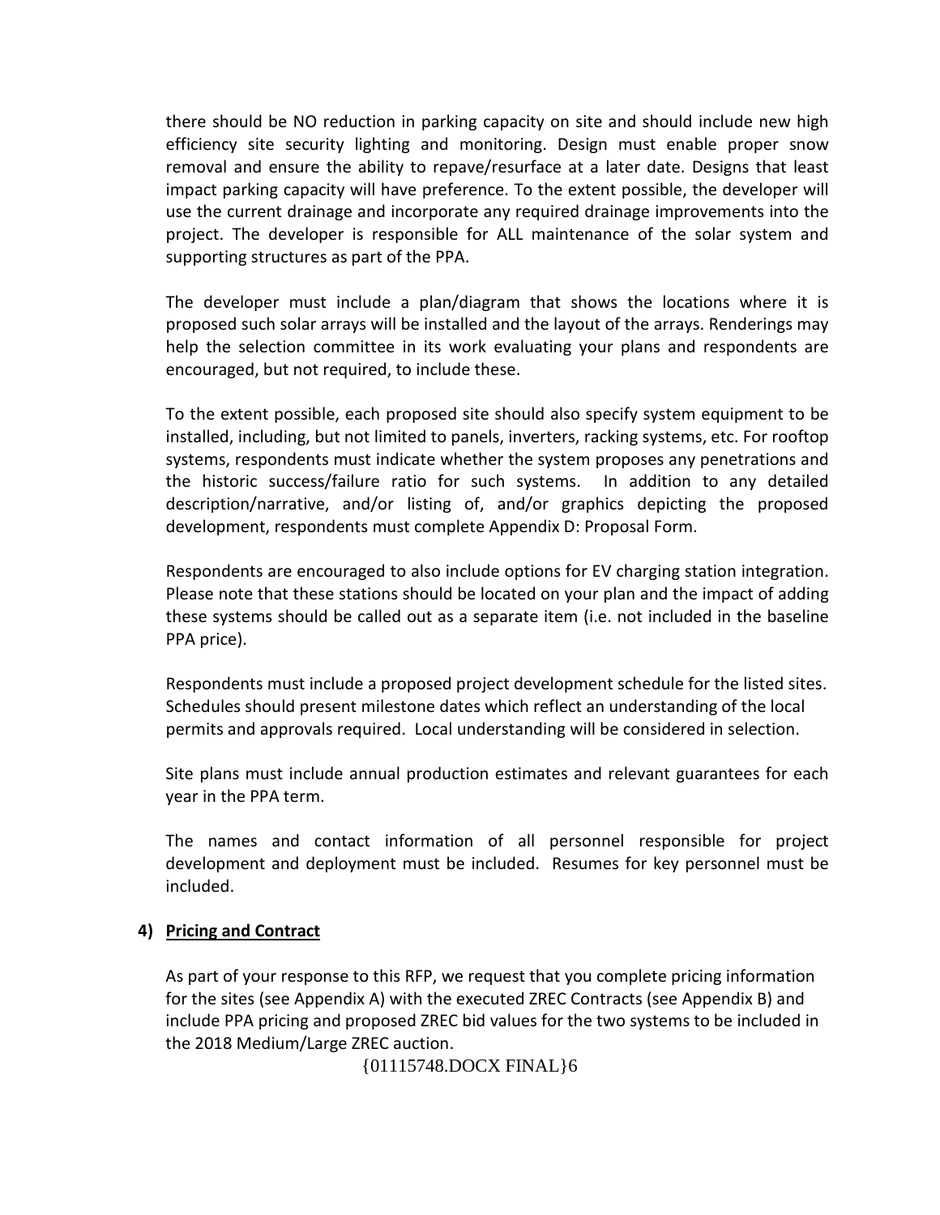there should be NO reduction in parking capacity on site and should include new high efficiency site security lighting and monitoring. Design must enable proper snow removal and ensure the ability to repave/resurface at a later date. Designs that least impact parking capacity will have preference. To the extent possible, the developer will use the current drainage and incorporate any required drainage improvements into the project. The developer is responsible for ALL maintenance of the solar system and supporting structures as part of the PPA.

The developer must include a plan/diagram that shows the locations where it is proposed such solar arrays will be installed and the layout of the arrays. Renderings may help the selection committee in its work evaluating your plans and respondents are encouraged, but not required, to include these.

To the extent possible, each proposed site should also specify system equipment to be installed, including, but not limited to panels, inverters, racking systems, etc. For rooftop systems, respondents must indicate whether the system proposes any penetrations and the historic success/failure ratio for such systems. In addition to any detailed description/narrative, and/or listing of, and/or graphics depicting the proposed development, respondents must complete Appendix D: Proposal Form.

Respondents are encouraged to also include options for EV charging station integration. Please note that these stations should be located on your plan and the impact of adding these systems should be called out as a separate item (i.e. not included in the baseline PPA price).

Respondents must include a proposed project development schedule for the listed sites. Schedules should present milestone dates which reflect an understanding of the local permits and approvals required. Local understanding will be considered in selection.

Site plans must include annual production estimates and relevant guarantees for each year in the PPA term.

The names and contact information of all personnel responsible for project development and deployment must be included. Resumes for key personnel must be included.

**4) Pricing and Contract**

As part of your response to this RFP, we request that you complete pricing information for the sites (see Appendix A) with the executed ZREC Contracts (see Appendix B) and include PPA pricing and proposed ZREC bid values for the two systems to be included in the 2018 Medium/Large ZREC auction.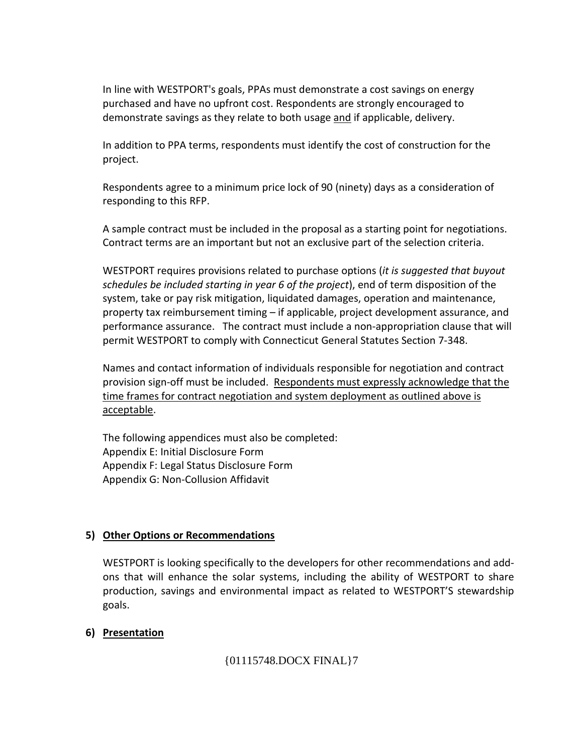In line with WESTPORT's goals, PPAs must demonstrate a cost savings on energy purchased and have no upfront cost. Respondents are strongly encouraged to demonstrate savings as they relate to both usage <u>and</u> if applicable, delivery.

In addition to PPA terms, respondents must identify the cost of construction for the project.

Respondents agree to a minimum price lock of 90 (ninety) days as a consideration of responding to this RFP.

A sample contract must be included in the proposal as a starting point for negotiations. Contract terms are an important but not an exclusive part of the selection criteria.

WESTPORT requires provisions related to purchase options (*it is suggested that buyout schedules be included starting in year 6 of the project*), end of term disposition of the system, take or pay risk mitigation, liquidated damages, operation and maintenance, property tax reimbursement timing – if applicable, project development assurance, and performance assurance. The contract must include a non-appropriation clause that will permit WESTPORT to comply with Connecticut General Statutes Section 7-348.

Names and contact information of individuals responsible for negotiation and contract provision sign-off must be included. <u>Respondents must expressly acknowledge that the time frames for contract negotiation and system deployment as outlined above is acceptable</u>.

The following appendices must also be completed:
Appendix E: Initial Disclosure Form
Appendix F: Legal Status Disclosure Form
Appendix G: Non-Collusion Affidavit

### 5) <u>Other Options or Recommendations</u>

WESTPORT is looking specifically to the developers for other recommendations and add-ons that will enhance the solar systems, including the ability of WESTPORT to share production, savings and environmental impact as related to WESTPORT'S stewardship goals.

### 6) <u>Presentation</u>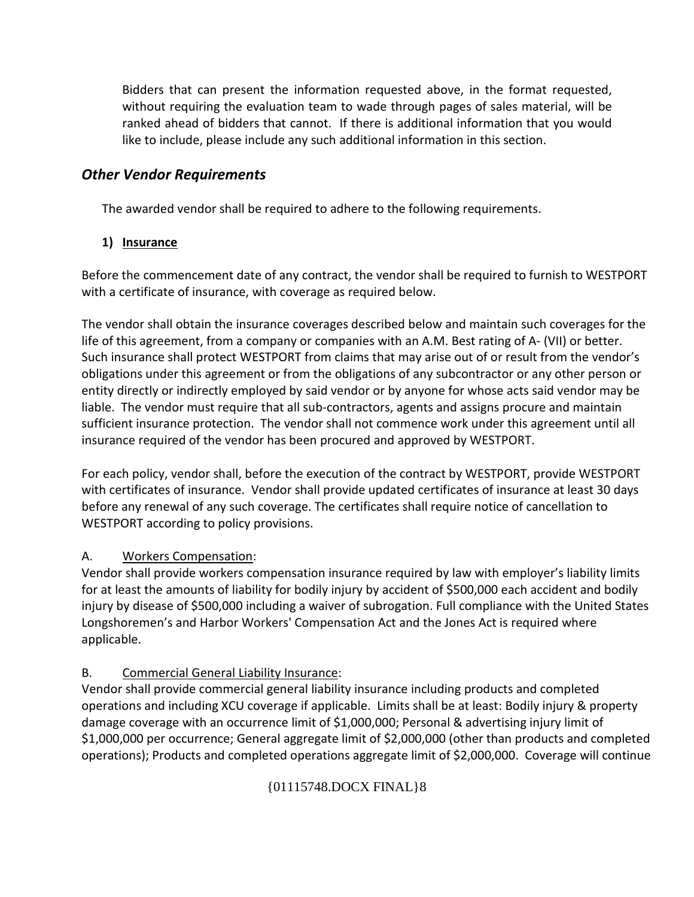Bidders that can present the information requested above, in the format requested, without requiring the evaluation team to wade through pages of sales material, will be ranked ahead of bidders that cannot. If there is additional information that you would like to include, please include any such additional information in this section.

## *Other Vendor Requirements*

The awarded vendor shall be required to adhere to the following requirements.

**1) Insurance**

Before the commencement date of any contract, the vendor shall be required to furnish to WESTPORT with a certificate of insurance, with coverage as required below.

The vendor shall obtain the insurance coverages described below and maintain such coverages for the life of this agreement, from a company or companies with an A.M. Best rating of A- (VII) or better. Such insurance shall protect WESTPORT from claims that may arise out of or result from the vendor's obligations under this agreement or from the obligations of any subcontractor or any other person or entity directly or indirectly employed by said vendor or by anyone for whose acts said vendor may be liable. The vendor must require that all sub-contractors, agents and assigns procure and maintain sufficient insurance protection. The vendor shall not commence work under this agreement until all insurance required of the vendor has been procured and approved by WESTPORT.

For each policy, vendor shall, before the execution of the contract by WESTPORT, provide WESTPORT with certificates of insurance. Vendor shall provide updated certificates of insurance at least 30 days before any renewal of any such coverage. The certificates shall require notice of cancellation to WESTPORT according to policy provisions.

A. Workers Compensation:
Vendor shall provide workers compensation insurance required by law with employer's liability limits for at least the amounts of liability for bodily injury by accident of $500,000 each accident and bodily injury by disease of $500,000 including a waiver of subrogation. Full compliance with the United States Longshoremen's and Harbor Workers' Compensation Act and the Jones Act is required where applicable.

B. Commercial General Liability Insurance:
Vendor shall provide commercial general liability insurance including products and completed operations and including XCU coverage if applicable. Limits shall be at least: Bodily injury & property damage coverage with an occurrence limit of $1,000,000; Personal & advertising injury limit of $1,000,000 per occurrence; General aggregate limit of $2,000,000 (other than products and completed operations); Products and completed operations aggregate limit of $2,000,000. Coverage will continue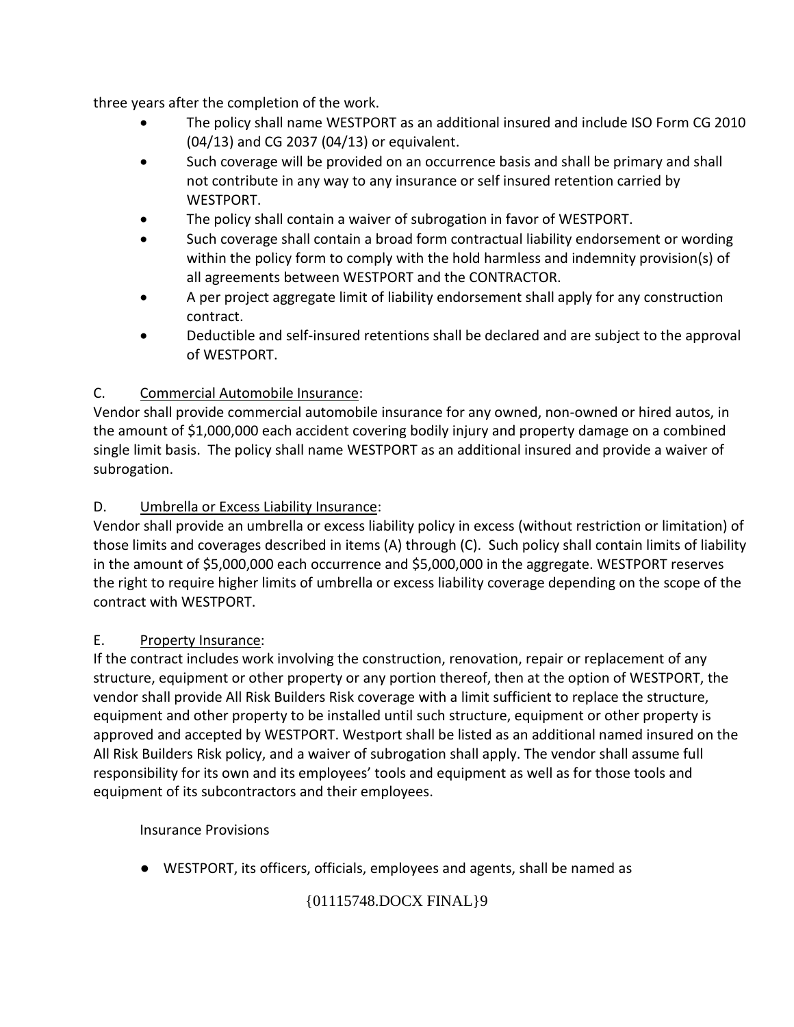three years after the completion of the work.

- The policy shall name WESTPORT as an additional insured and include ISO Form CG 2010 (04/13) and CG 2037 (04/13) or equivalent.
- Such coverage will be provided on an occurrence basis and shall be primary and shall not contribute in any way to any insurance or self insured retention carried by WESTPORT.
- The policy shall contain a waiver of subrogation in favor of WESTPORT.
- Such coverage shall contain a broad form contractual liability endorsement or wording within the policy form to comply with the hold harmless and indemnity provision(s) of all agreements between WESTPORT and the CONTRACTOR.
- A per project aggregate limit of liability endorsement shall apply for any construction contract.
- Deductible and self-insured retentions shall be declared and are subject to the approval of WESTPORT.

C. Commercial Automobile Insurance:

Vendor shall provide commercial automobile insurance for any owned, non-owned or hired autos, in the amount of $1,000,000 each accident covering bodily injury and property damage on a combined single limit basis. The policy shall name WESTPORT as an additional insured and provide a waiver of subrogation.

D. Umbrella or Excess Liability Insurance:

Vendor shall provide an umbrella or excess liability policy in excess (without restriction or limitation) of those limits and coverages described in items (A) through (C). Such policy shall contain limits of liability in the amount of $5,000,000 each occurrence and $5,000,000 in the aggregate. WESTPORT reserves the right to require higher limits of umbrella or excess liability coverage depending on the scope of the contract with WESTPORT.

E. Property Insurance:

If the contract includes work involving the construction, renovation, repair or replacement of any structure, equipment or other property or any portion thereof, then at the option of WESTPORT, the vendor shall provide All Risk Builders Risk coverage with a limit sufficient to replace the structure, equipment and other property to be installed until such structure, equipment or other property is approved and accepted by WESTPORT. Westport shall be listed as an additional named insured on the All Risk Builders Risk policy, and a waiver of subrogation shall apply. The vendor shall assume full responsibility for its own and its employees' tools and equipment as well as for those tools and equipment of its subcontractors and their employees.

Insurance Provisions

- WESTPORT, its officers, officials, employees and agents, shall be named as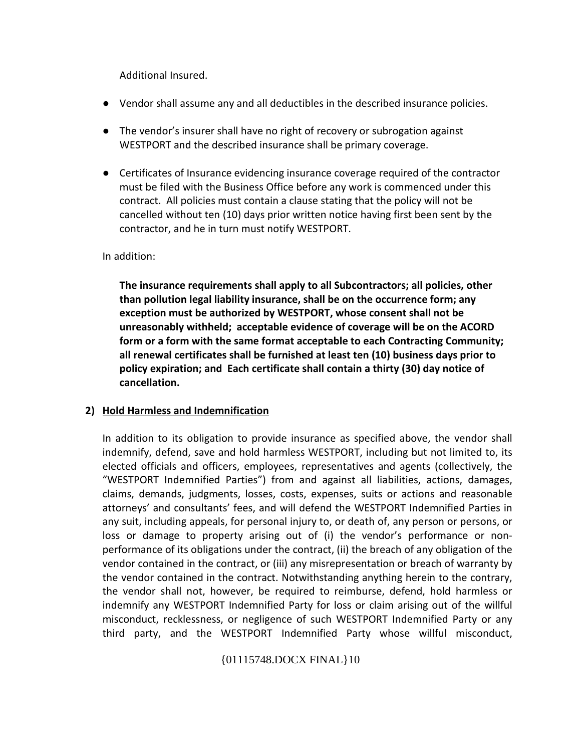Additional Insured.

- Vendor shall assume any and all deductibles in the described insurance policies.
- The vendor's insurer shall have no right of recovery or subrogation against WESTPORT and the described insurance shall be primary coverage.
- Certificates of Insurance evidencing insurance coverage required of the contractor must be filed with the Business Office before any work is commenced under this contract. All policies must contain a clause stating that the policy will not be cancelled without ten (10) days prior written notice having first been sent by the contractor, and he in turn must notify WESTPORT.

In addition:

**The insurance requirements shall apply to all Subcontractors; all policies, other than pollution legal liability insurance, shall be on the occurrence form; any exception must be authorized by WESTPORT, whose consent shall not be unreasonably withheld; acceptable evidence of coverage will be on the ACORD form or a form with the same format acceptable to each Contracting Community; all renewal certificates shall be furnished at least ten (10) business days prior to policy expiration; and Each certificate shall contain a thirty (30) day notice of cancellation.**

**2) Hold Harmless and Indemnification**

In addition to its obligation to provide insurance as specified above, the vendor shall indemnify, defend, save and hold harmless WESTPORT, including but not limited to, its elected officials and officers, employees, representatives and agents (collectively, the "WESTPORT Indemnified Parties") from and against all liabilities, actions, damages, claims, demands, judgments, losses, costs, expenses, suits or actions and reasonable attorneys' and consultants' fees, and will defend the WESTPORT Indemnified Parties in any suit, including appeals, for personal injury to, or death of, any person or persons, or loss or damage to property arising out of (i) the vendor's performance or non-performance of its obligations under the contract, (ii) the breach of any obligation of the vendor contained in the contract, or (iii) any misrepresentation or breach of warranty by the vendor contained in the contract. Notwithstanding anything herein to the contrary, the vendor shall not, however, be required to reimburse, defend, hold harmless or indemnify any WESTPORT Indemnified Party for loss or claim arising out of the willful misconduct, recklessness, or negligence of such WESTPORT Indemnified Party or any third party, and the WESTPORT Indemnified Party whose willful misconduct,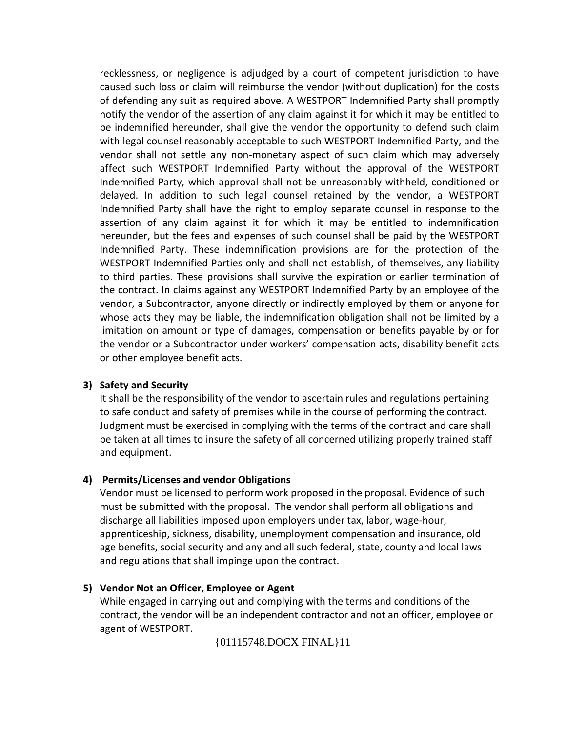recklessness, or negligence is adjudged by a court of competent jurisdiction to have caused such loss or claim will reimburse the vendor (without duplication) for the costs of defending any suit as required above. A WESTPORT Indemnified Party shall promptly notify the vendor of the assertion of any claim against it for which it may be entitled to be indemnified hereunder, shall give the vendor the opportunity to defend such claim with legal counsel reasonably acceptable to such WESTPORT Indemnified Party, and the vendor shall not settle any non-monetary aspect of such claim which may adversely affect such WESTPORT Indemnified Party without the approval of the WESTPORT Indemnified Party, which approval shall not be unreasonably withheld, conditioned or delayed. In addition to such legal counsel retained by the vendor, a WESTPORT Indemnified Party shall have the right to employ separate counsel in response to the assertion of any claim against it for which it may be entitled to indemnification hereunder, but the fees and expenses of such counsel shall be paid by the WESTPORT Indemnified Party. These indemnification provisions are for the protection of the WESTPORT Indemnified Parties only and shall not establish, of themselves, any liability to third parties. These provisions shall survive the expiration or earlier termination of the contract. In claims against any WESTPORT Indemnified Party by an employee of the vendor, a Subcontractor, anyone directly or indirectly employed by them or anyone for whose acts they may be liable, the indemnification obligation shall not be limited by a limitation on amount or type of damages, compensation or benefits payable by or for the vendor or a Subcontractor under workers' compensation acts, disability benefit acts or other employee benefit acts.

**3) Safety and Security**

It shall be the responsibility of the vendor to ascertain rules and regulations pertaining to safe conduct and safety of premises while in the course of performing the contract. Judgment must be exercised in complying with the terms of the contract and care shall be taken at all times to insure the safety of all concerned utilizing properly trained staff and equipment.

**4) Permits/Licenses and vendor Obligations**

Vendor must be licensed to perform work proposed in the proposal. Evidence of such must be submitted with the proposal. The vendor shall perform all obligations and discharge all liabilities imposed upon employers under tax, labor, wage-hour, apprenticeship, sickness, disability, unemployment compensation and insurance, old age benefits, social security and any and all such federal, state, county and local laws and regulations that shall impinge upon the contract.

**5) Vendor Not an Officer, Employee or Agent**

While engaged in carrying out and complying with the terms and conditions of the contract, the vendor will be an independent contractor and not an officer, employee or agent of WESTPORT.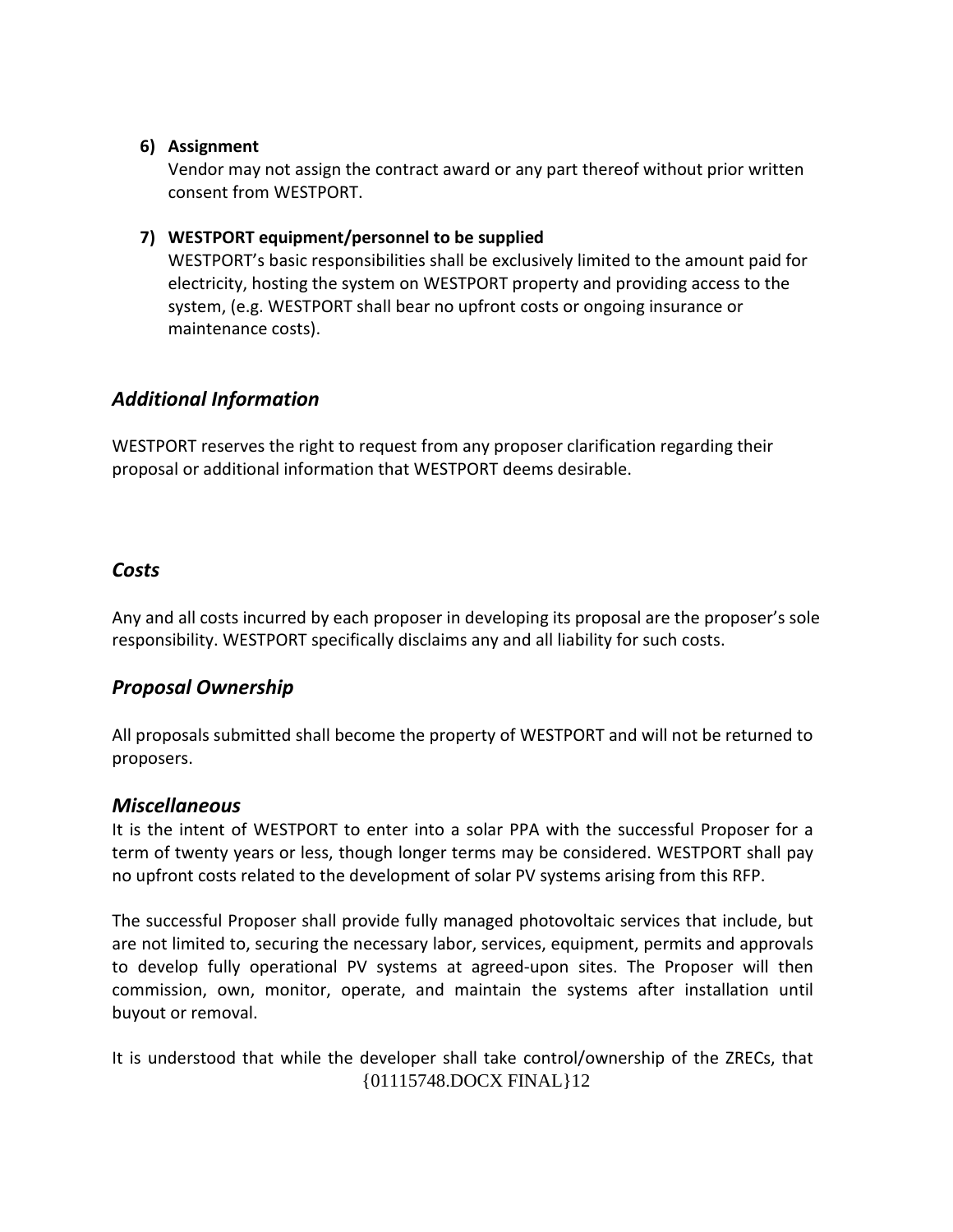6) **Assignment**

   Vendor may not assign the contract award or any part thereof without prior written consent from WESTPORT.

7) **WESTPORT equipment/personnel to be supplied**

   WESTPORT's basic responsibilities shall be exclusively limited to the amount paid for electricity, hosting the system on WESTPORT property and providing access to the system, (e.g. WESTPORT shall bear no upfront costs or ongoing insurance or maintenance costs).

## *Additional Information*

WESTPORT reserves the right to request from any proposer clarification regarding their proposal or additional information that WESTPORT deems desirable.

## *Costs*

Any and all costs incurred by each proposer in developing its proposal are the proposer's sole responsibility. WESTPORT specifically disclaims any and all liability for such costs.

## *Proposal Ownership*

All proposals submitted shall become the property of WESTPORT and will not be returned to proposers.

## *Miscellaneous*

It is the intent of WESTPORT to enter into a solar PPA with the successful Proposer for a term of twenty years or less, though longer terms may be considered. WESTPORT shall pay no upfront costs related to the development of solar PV systems arising from this RFP.

The successful Proposer shall provide fully managed photovoltaic services that include, but are not limited to, securing the necessary labor, services, equipment, permits and approvals to develop fully operational PV systems at agreed-upon sites. The Proposer will then commission, own, monitor, operate, and maintain the systems after installation until buyout or removal.

It is understood that while the developer shall take control/ownership of the ZRECs, that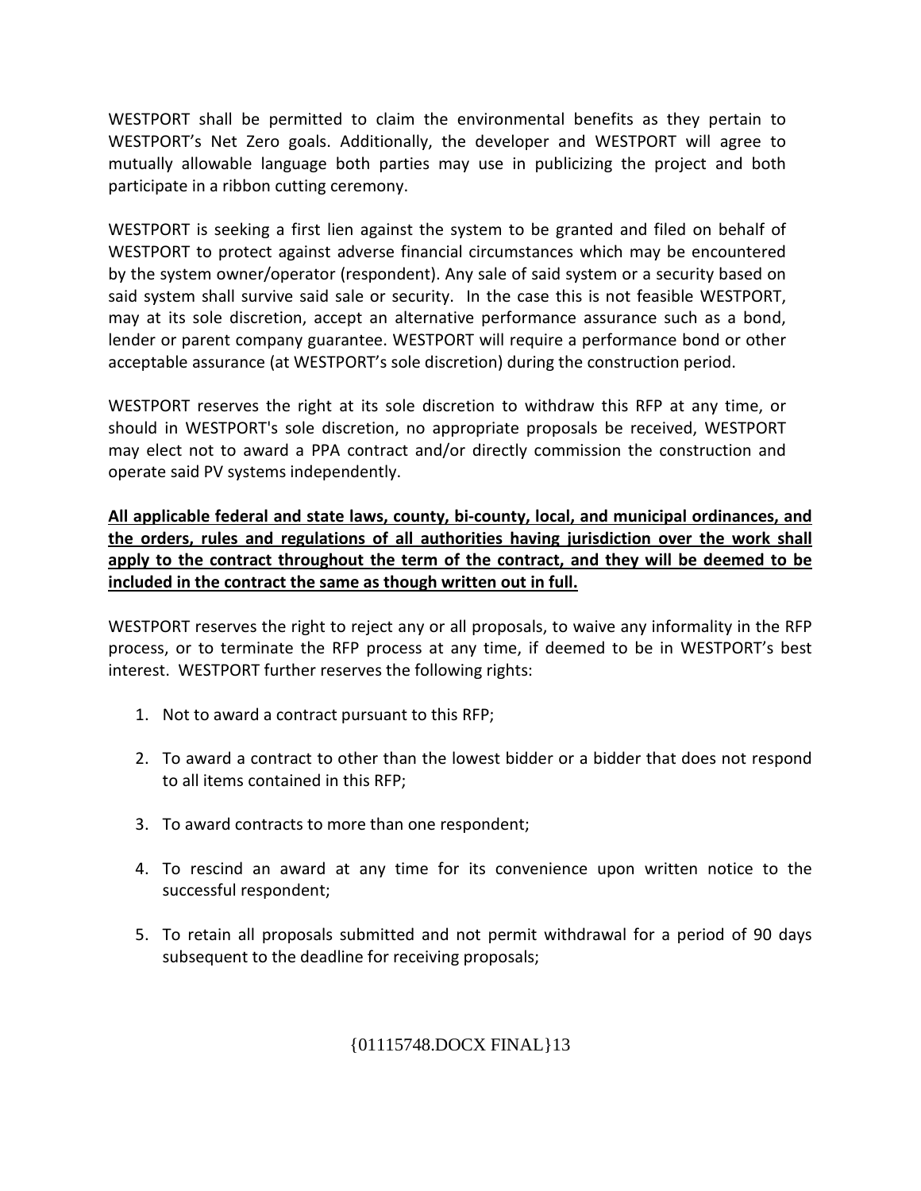WESTPORT shall be permitted to claim the environmental benefits as they pertain to WESTPORT's Net Zero goals. Additionally, the developer and WESTPORT will agree to mutually allowable language both parties may use in publicizing the project and both participate in a ribbon cutting ceremony.

WESTPORT is seeking a first lien against the system to be granted and filed on behalf of WESTPORT to protect against adverse financial circumstances which may be encountered by the system owner/operator (respondent). Any sale of said system or a security based on said system shall survive said sale or security. In the case this is not feasible WESTPORT, may at its sole discretion, accept an alternative performance assurance such as a bond, lender or parent company guarantee. WESTPORT will require a performance bond or other acceptable assurance (at WESTPORT's sole discretion) during the construction period.

WESTPORT reserves the right at its sole discretion to withdraw this RFP at any time, or should in WESTPORT's sole discretion, no appropriate proposals be received, WESTPORT may elect not to award a PPA contract and/or directly commission the construction and operate said PV systems independently.

**All applicable federal and state laws, county, bi-county, local, and municipal ordinances, and the orders, rules and regulations of all authorities having jurisdiction over the work shall apply to the contract throughout the term of the contract, and they will be deemed to be included in the contract the same as though written out in full.**

WESTPORT reserves the right to reject any or all proposals, to waive any informality in the RFP process, or to terminate the RFP process at any time, if deemed to be in WESTPORT's best interest. WESTPORT further reserves the following rights:

1. Not to award a contract pursuant to this RFP;

2. To award a contract to other than the lowest bidder or a bidder that does not respond to all items contained in this RFP;

3. To award contracts to more than one respondent;

4. To rescind an award at any time for its convenience upon written notice to the successful respondent;

5. To retain all proposals submitted and not permit withdrawal for a period of 90 days subsequent to the deadline for receiving proposals;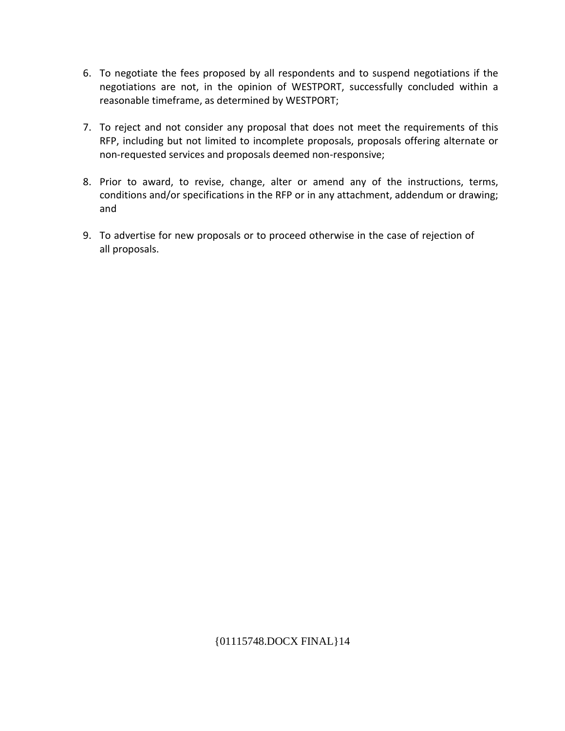6. To negotiate the fees proposed by all respondents and to suspend negotiations if the negotiations are not, in the opinion of WESTPORT, successfully concluded within a reasonable timeframe, as determined by WESTPORT;

7. To reject and not consider any proposal that does not meet the requirements of this RFP, including but not limited to incomplete proposals, proposals offering alternate or non-requested services and proposals deemed non-responsive;

8. Prior to award, to revise, change, alter or amend any of the instructions, terms, conditions and/or specifications in the RFP or in any attachment, addendum or drawing; and

9. To advertise for new proposals or to proceed otherwise in the case of rejection of all proposals.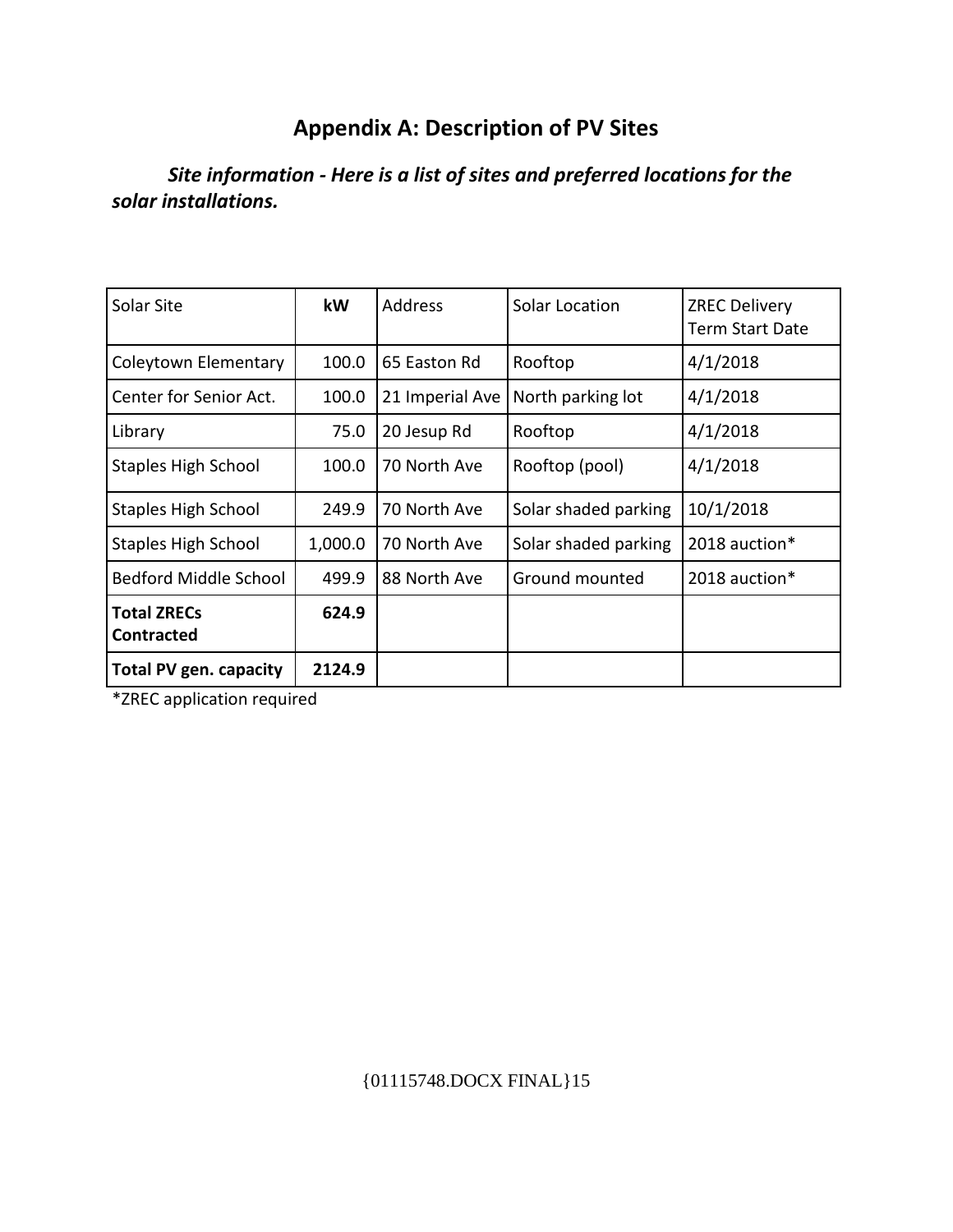# Appendix A: Description of PV Sites

***Site information - Here is a list of sites and preferred locations for the solar installations.***

| Solar Site | kW | Address | Solar Location | ZREC Delivery Term Start Date |
|---|---|---|---|---|
| Coleytown Elementary | 100.0 | 65 Easton Rd | Rooftop | 4/1/2018 |
| Center for Senior Act. | 100.0 | 21 Imperial Ave | North parking lot | 4/1/2018 |
| Library | 75.0 | 20 Jesup Rd | Rooftop | 4/1/2018 |
| Staples High School | 100.0 | 70 North Ave | Rooftop (pool) | 4/1/2018 |
| Staples High School | 249.9 | 70 North Ave | Solar shaded parking | 10/1/2018 |
| Staples High School | 1,000.0 | 70 North Ave | Solar shaded parking | 2018 auction* |
| Bedford Middle School | 499.9 | 88 North Ave | Ground mounted | 2018 auction* |
| **Total ZRECs Contracted** | **624.9** | | | |
| **Total PV gen. capacity** | **2124.9** | | | |

*ZREC application required

{01115748.DOCX FINAL}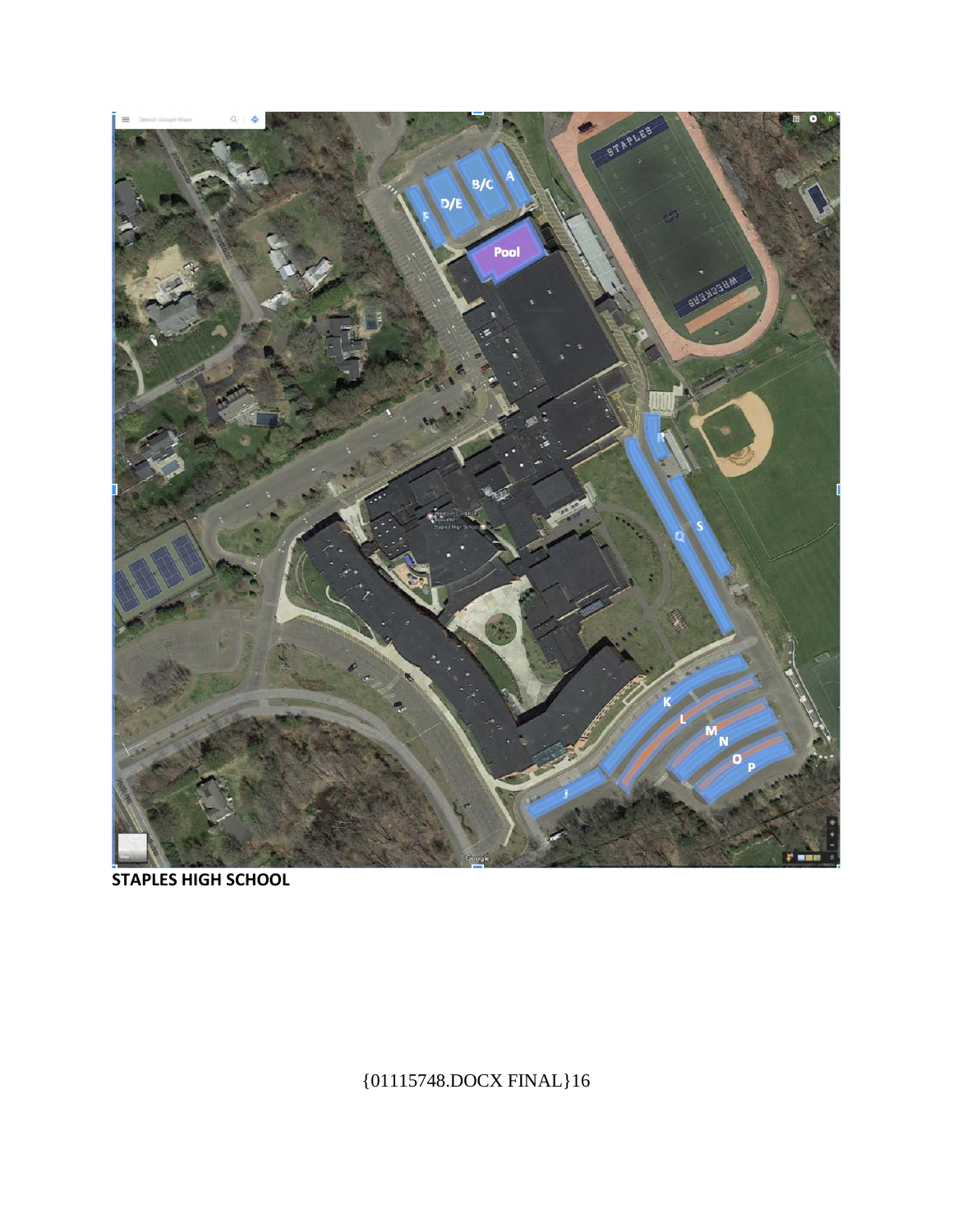**STAPLES HIGH SCHOOL**

{01115748.DOCX FINAL}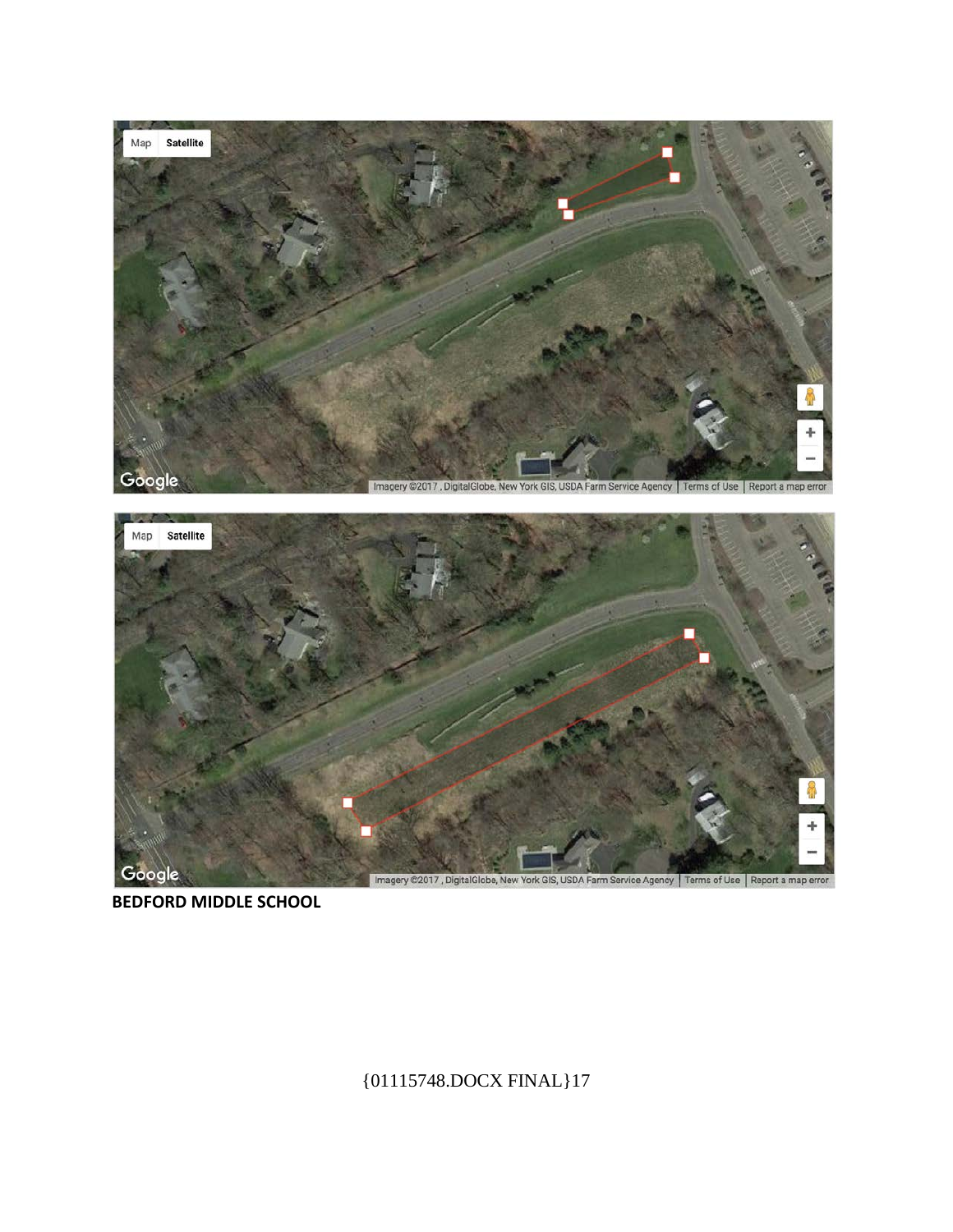**BEDFORD MIDDLE SCHOOL**

{01115748.DOCX FINAL}17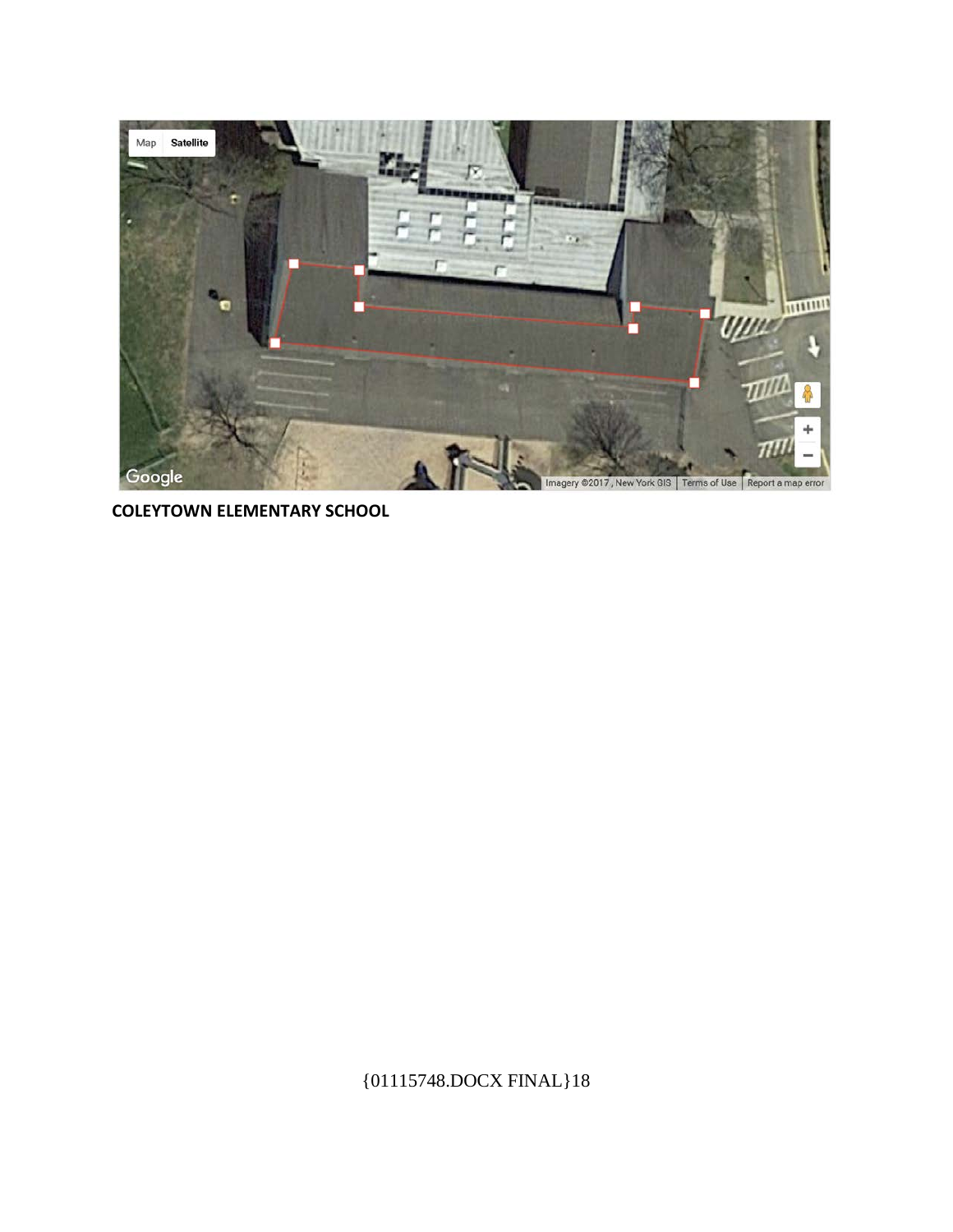**COLEYTOWN ELEMENTARY SCHOOL**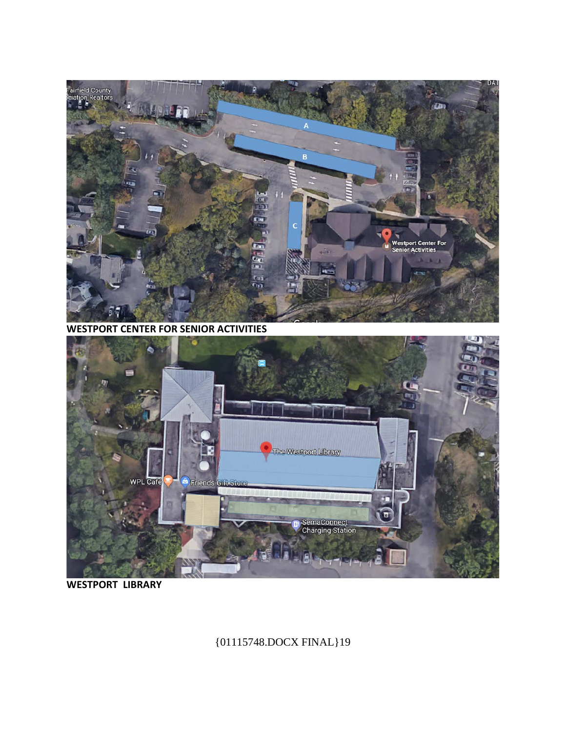**WESTPORT CENTER FOR SENIOR ACTIVITIES**

**WESTPORT LIBRARY**

{01115748.DOCX FINAL}19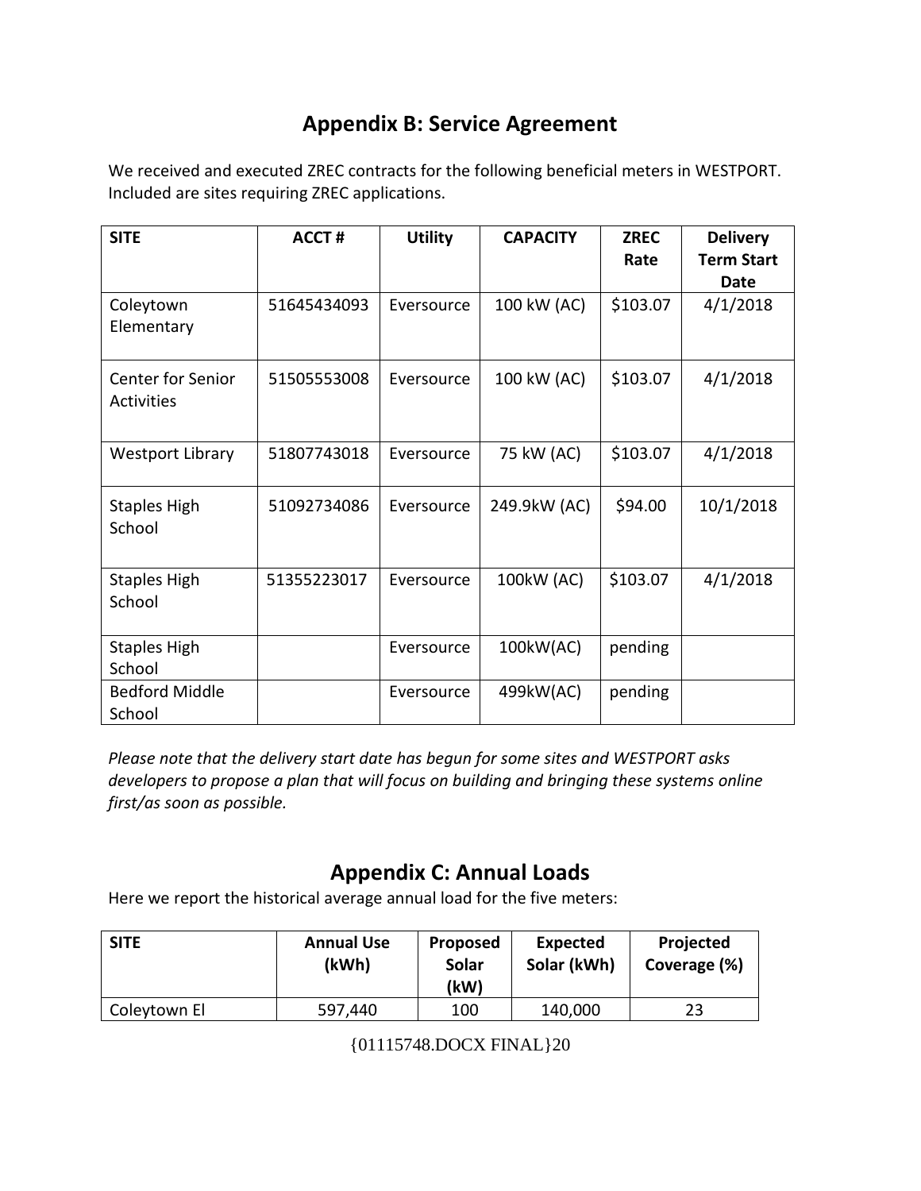## Appendix B: Service Agreement

We received and executed ZREC contracts for the following beneficial meters in WESTPORT. Included are sites requiring ZREC applications.

| SITE | ACCT # | Utility | CAPACITY | ZREC Rate | Delivery Term Start Date |
|---|---|---|---|---|---|
| Coleytown Elementary | 51645434093 | Eversource | 100 kW (AC) | $103.07 | 4/1/2018 |
| Center for Senior Activities | 51505553008 | Eversource | 100 kW (AC) | $103.07 | 4/1/2018 |
| Westport Library | 51807743018 | Eversource | 75 kW (AC) | $103.07 | 4/1/2018 |
| Staples High School | 51092734086 | Eversource | 249.9kW (AC) | $94.00 | 10/1/2018 |
| Staples High School | 51355223017 | Eversource | 100kW (AC) | $103.07 | 4/1/2018 |
| Staples High School | | Eversource | 100kW(AC) | pending | |
| Bedford Middle School | | Eversource | 499kW(AC) | pending | |

*Please note that the delivery start date has begun for some sites and WESTPORT asks developers to propose a plan that will focus on building and bringing these systems online first/as soon as possible.*

## Appendix C: Annual Loads

Here we report the historical average annual load for the five meters:

| SITE | Annual Use (kWh) | Proposed Solar (kW) | Expected Solar (kWh) | Projected Coverage (%) |
|---|---|---|---|---|
| Coleytown El | 597,440 | 100 | 140,000 | 23 |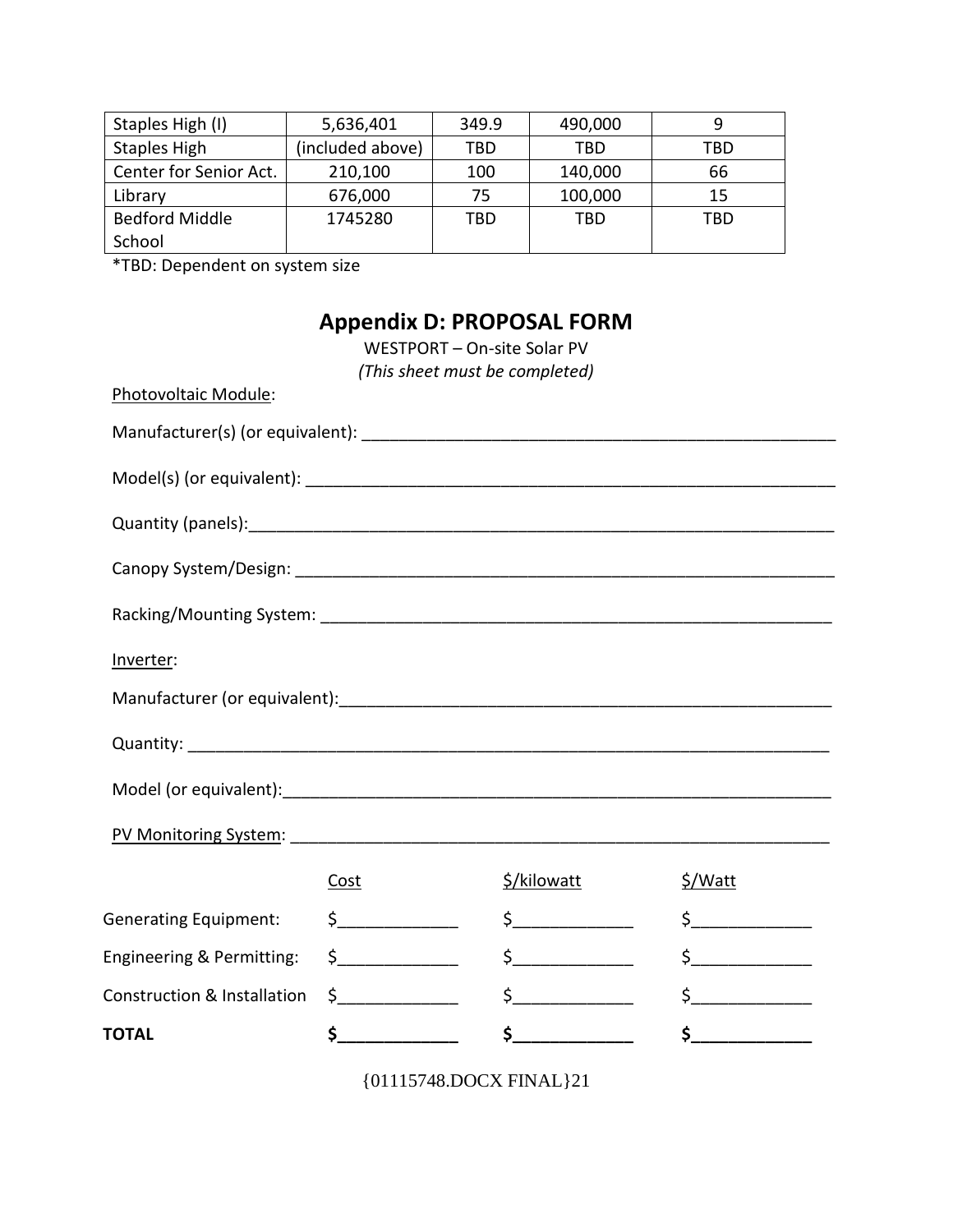| Staples High (I) | 5,636,401 | 349.9 | 490,000 | 9 |
|---|---|---|---|---|
| Staples High | (included above) | TBD | TBD | TBD |
| Center for Senior Act. | 210,100 | 100 | 140,000 | 66 |
| Library | 676,000 | 75 | 100,000 | 15 |
| Bedford Middle School | 1745280 | TBD | TBD | TBD |

*TBD: Dependent on system size

## Appendix D: PROPOSAL FORM

WESTPORT – On-site Solar PV

*(This sheet must be completed)*

Photovoltaic Module:

Manufacturer(s) (or equivalent): ____________________________________________________

Model(s) (or equivalent): ________________________________________________________

Quantity (panels):______________________________________________________________

Canopy System/Design: _________________________________________________________

Racking/Mounting System: ______________________________________________________

Inverter:

Manufacturer (or equivalent):____________________________________________________

Quantity: ____________________________________________________________________

Model (or equivalent):__________________________________________________________

PV Monitoring System: _________________________________________________________

| | Cost | $/kilowatt | $/Watt |
|---|---|---|---|
| Generating Equipment: | $____________ | $____________ | $____________ |
| Engineering & Permitting: | $____________ | $____________ | $____________ |
| Construction & Installation | $____________ | $____________ | $____________ |
| **TOTAL** | **$____________** | **$____________** | **$____________** |

{01115748.DOCX FINAL}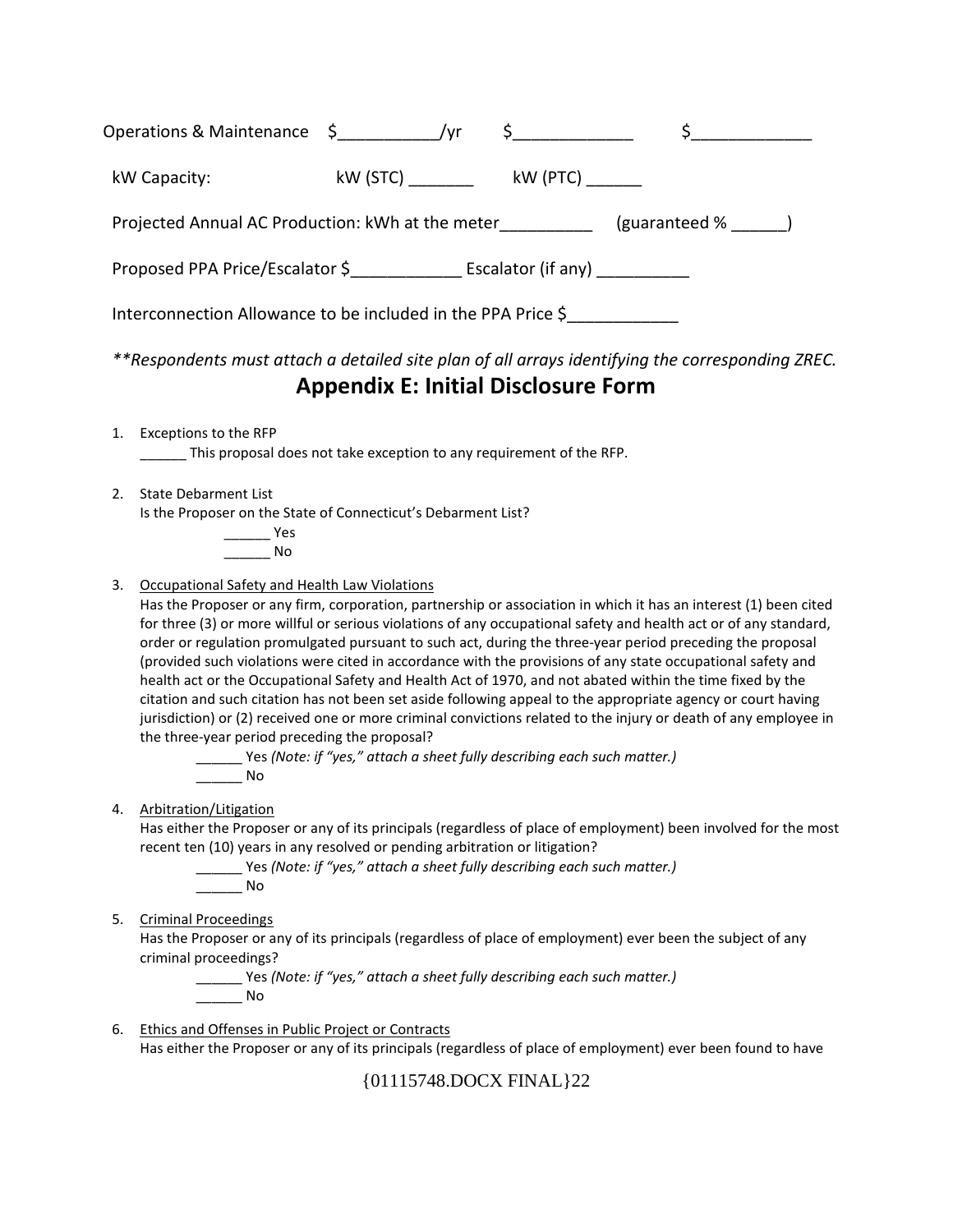Operations & Maintenance $__________/yr $____________ $____________

kW Capacity: kW (STC) _______ kW (PTC) ______

Projected Annual AC Production: kWh at the meter__________ (guaranteed % ______)

Proposed PPA Price/Escalator $____________ Escalator (if any) __________

Interconnection Allowance to be included in the PPA Price $____________

*\*\*Respondents must attach a detailed site plan of all arrays identifying the corresponding ZREC.*

# Appendix E: Initial Disclosure Form

1. Exceptions to the RFP
   ______ This proposal does not take exception to any requirement of the RFP.

2. State Debarment List
   Is the Proposer on the State of Connecticut's Debarment List?
   ______ Yes
   ______ No

3. Occupational Safety and Health Law Violations
   Has the Proposer or any firm, corporation, partnership or association in which it has an interest (1) been cited for three (3) or more willful or serious violations of any occupational safety and health act or of any standard, order or regulation promulgated pursuant to such act, during the three-year period preceding the proposal (provided such violations were cited in accordance with the provisions of any state occupational safety and health act or the Occupational Safety and Health Act of 1970, and not abated within the time fixed by the citation and such citation has not been set aside following appeal to the appropriate agency or court having jurisdiction) or (2) received one or more criminal convictions related to the injury or death of any employee in the three-year period preceding the proposal?
   ______ Yes *(Note: if "yes," attach a sheet fully describing each such matter.)*
   ______ No

4. Arbitration/Litigation
   Has either the Proposer or any of its principals (regardless of place of employment) been involved for the most recent ten (10) years in any resolved or pending arbitration or litigation?
   ______ Yes *(Note: if "yes," attach a sheet fully describing each such matter.)*
   ______ No

5. Criminal Proceedings
   Has the Proposer or any of its principals (regardless of place of employment) ever been the subject of any criminal proceedings?
   ______ Yes *(Note: if "yes," attach a sheet fully describing each such matter.)*
   ______ No

6. Ethics and Offenses in Public Project or Contracts
   Has either the Proposer or any of its principals (regardless of place of employment) ever been found to have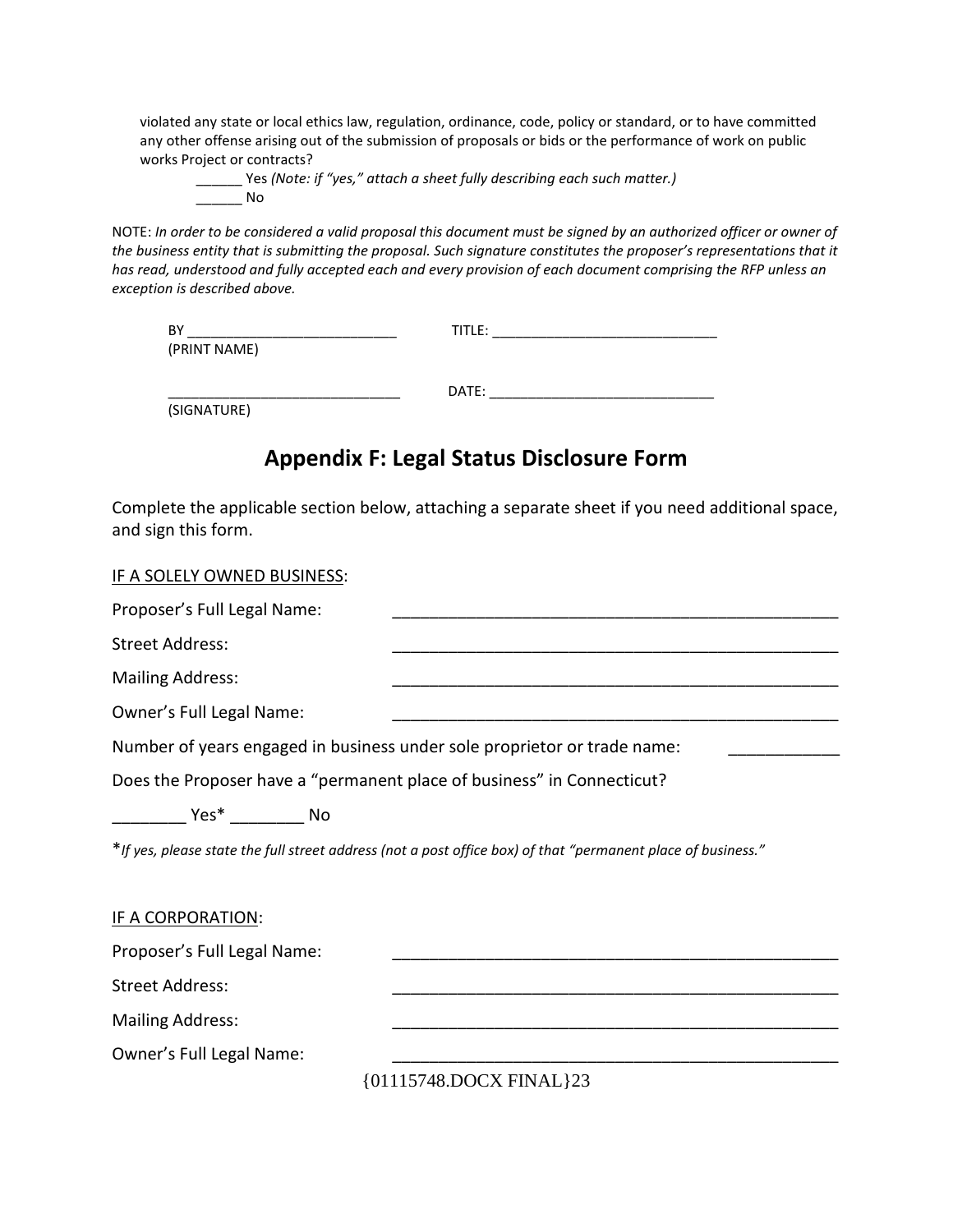violated any state or local ethics law, regulation, ordinance, code, policy or standard, or to have committed any other offense arising out of the submission of proposals or bids or the performance of work on public works Project or contracts?

______ Yes *(Note: if "yes," attach a sheet fully describing each such matter.)*
______ No

NOTE: *In order to be considered a valid proposal this document must be signed by an authorized officer or owner of the business entity that is submitting the proposal. Such signature constitutes the proposer's representations that it has read, understood and fully accepted each and every provision of each document comprising the RFP unless an exception is described above.*

BY ___________________________ TITLE: _____________________________
(PRINT NAME)

______________________________ DATE: _____________________________
(SIGNATURE)

## Appendix F: Legal Status Disclosure Form

Complete the applicable section below, attaching a separate sheet if you need additional space, and sign this form.

IF A SOLELY OWNED BUSINESS:

Proposer's Full Legal Name: __________________________________________________

Street Address: __________________________________________________

Mailing Address: __________________________________________________

Owner's Full Legal Name: __________________________________________________

Number of years engaged in business under sole proprietor or trade name: ____________

Does the Proposer have a "permanent place of business" in Connecticut?

________ Yes* ________ No

*\*If yes, please state the full street address (not a post office box) of that "permanent place of business."*

IF A CORPORATION:

Proposer's Full Legal Name: __________________________________________________

Street Address: __________________________________________________

Mailing Address: __________________________________________________

Owner's Full Legal Name: __________________________________________________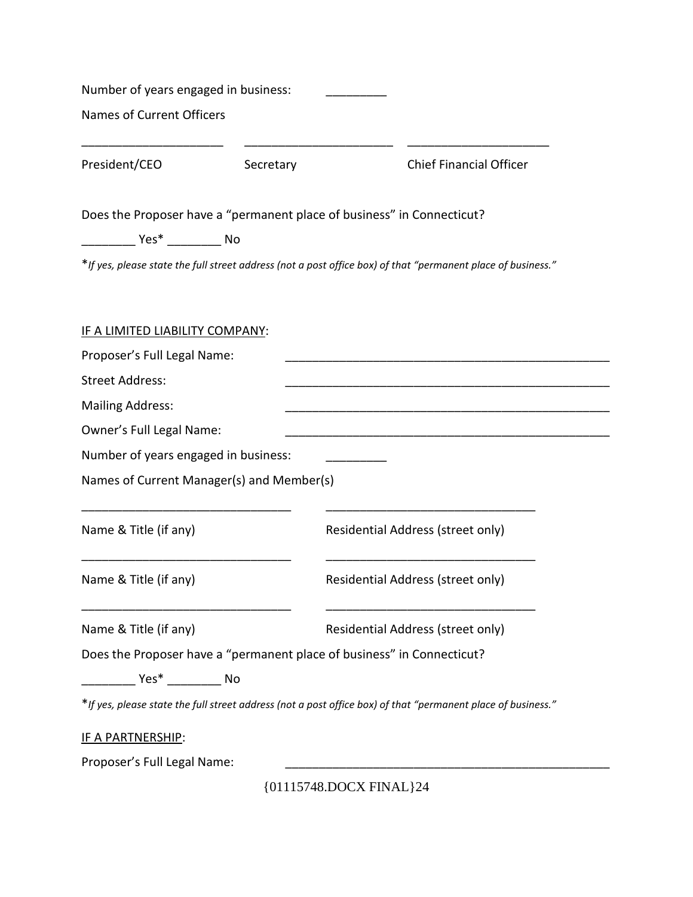Number of years engaged in business: _________

Names of Current Officers

_____________________ ______________________ _____________________

President/CEO Secretary Chief Financial Officer

Does the Proposer have a "permanent place of business" in Connecticut?

________ Yes* ________ No

*_If yes, please state the full street address (not a post office box) of that "permanent place of business."_

<u>IF A LIMITED LIABILITY COMPANY</u>:

Proposer's Full Legal Name: _________________________________________________

Street Address: _________________________________________________

Mailing Address: _________________________________________________

Owner's Full Legal Name: _________________________________________________

Number of years engaged in business: _________

Names of Current Manager(s) and Member(s)

_______________________________ _______________________________

Name & Title (if any) Residential Address (street only)

_______________________________ _______________________________

Name & Title (if any) Residential Address (street only)

_______________________________ _______________________________

Name & Title (if any) Residential Address (street only)

Does the Proposer have a "permanent place of business" in Connecticut?

________ Yes* ________ No

*_If yes, please state the full street address (not a post office box) of that "permanent place of business."_

<u>IF A PARTNERSHIP</u>:

Proposer's Full Legal Name: _________________________________________________

{01115748.DOCX FINAL}24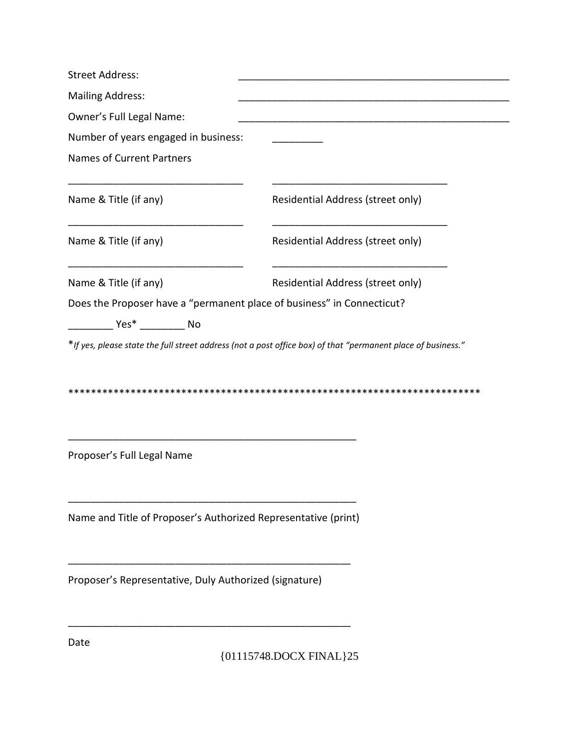Street Address: ________________________________________________

Mailing Address: ________________________________________________

Owner's Full Legal Name: ________________________________________________

Number of years engaged in business: _________

Names of Current Partners

_______________________________ _______________________________

Name & Title (if any) Residential Address (street only)

_______________________________ _______________________________

Name & Title (if any) Residential Address (street only)

_______________________________ _______________________________

Name & Title (if any) Residential Address (street only)

Does the Proposer have a "permanent place of business" in Connecticut?

________ Yes* ________ No

**If yes, please state the full street address (not a post office box) of that "permanent place of business."*

*************************************************************************

___________________________________________________

Proposer's Full Legal Name

___________________________________________________

Name and Title of Proposer's Authorized Representative (print)

__________________________________________________

Proposer's Representative, Duly Authorized (signature)

__________________________________________________

Date

{01115748.DOCX FINAL}25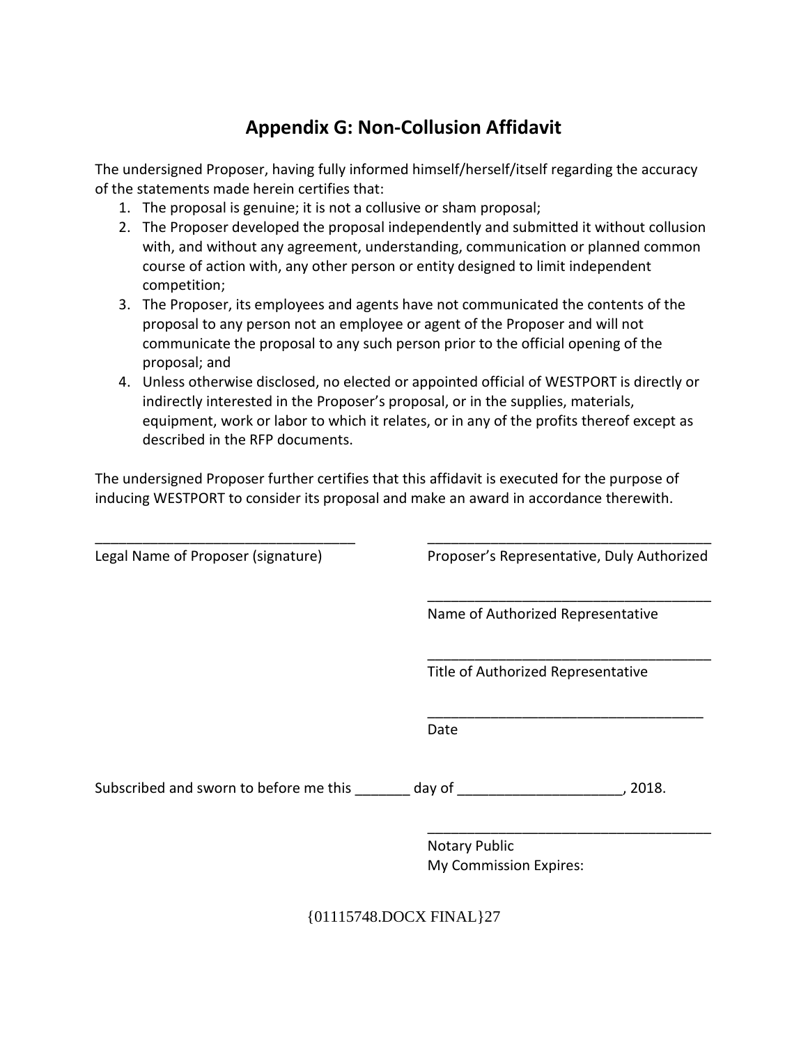## Appendix G: Non-Collusion Affidavit

The undersigned Proposer, having fully informed himself/herself/itself regarding the accuracy of the statements made herein certifies that:

1. The proposal is genuine; it is not a collusive or sham proposal;
2. The Proposer developed the proposal independently and submitted it without collusion with, and without any agreement, understanding, communication or planned common course of action with, any other person or entity designed to limit independent competition;
3. The Proposer, its employees and agents have not communicated the contents of the proposal to any person not an employee or agent of the Proposer and will not communicate the proposal to any such person prior to the official opening of the proposal; and
4. Unless otherwise disclosed, no elected or appointed official of WESTPORT is directly or indirectly interested in the Proposer's proposal, or in the supplies, materials, equipment, work or labor to which it relates, or in any of the profits thereof except as described in the RFP documents.

The undersigned Proposer further certifies that this affidavit is executed for the purpose of inducing WESTPORT to consider its proposal and make an award in accordance therewith.

_________________________________
Legal Name of Proposer (signature)

_____________________________________
Proposer's Representative, Duly Authorized

_____________________________________
Name of Authorized Representative

_____________________________________
Title of Authorized Representative

_____________________________________
Date

Subscribed and sworn to before me this _______ day of ____________________, 2018.

_____________________________________
Notary Public
My Commission Expires:

{01115748.DOCX FINAL}